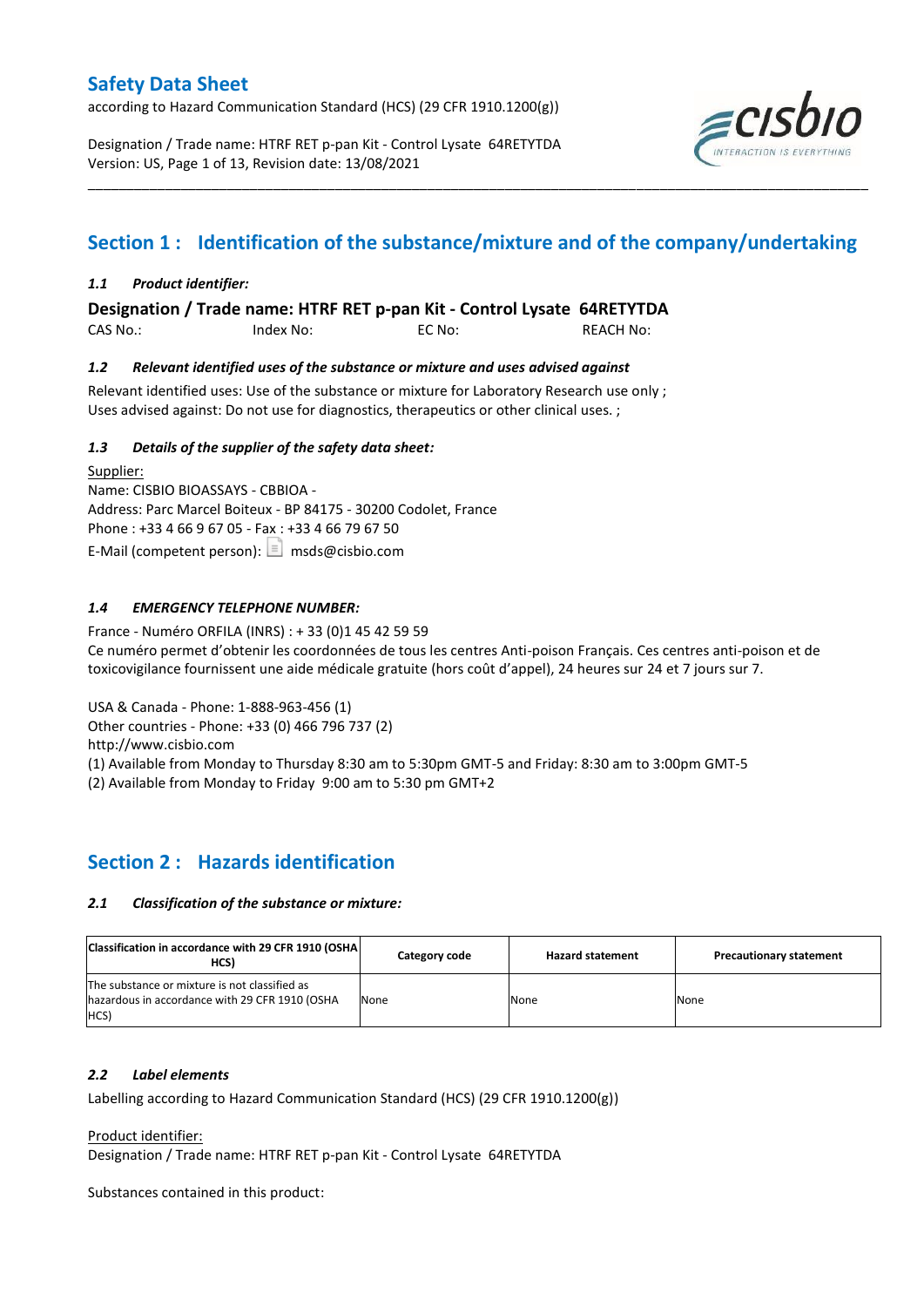# Safety Data Sheet

according to Hazard Communication Standard (HCS) (29 CFR 1910.1200(g))

Designation / Trade name: HTRF RET p-pan Kit - Control Lysate 64RETYTDA
Version: US, Page 1 of 13, Revision date: 13/08/2021

## Section 1 : Identification of the substance/mixture and of the company/undertaking

### *1.1 Product identifier:*

**Designation / Trade name: HTRF RET p-pan Kit - Control Lysate 64RETYTDA**

CAS No.: Index No: EC No: REACH No:

### *1.2 Relevant identified uses of the substance or mixture and uses advised against*

Relevant identified uses: Use of the substance or mixture for Laboratory Research use only ;
Uses advised against: Do not use for diagnostics, therapeutics or other clinical uses. ;

### *1.3 Details of the supplier of the safety data sheet:*

Supplier:
Name: CISBIO BIOASSAYS - CBBIOA -
Address: Parc Marcel Boiteux - BP 84175 - 30200 Codolet, France
Phone : +33 4 66 9 67 05 - Fax : +33 4 66 79 67 50
E-Mail (competent person): msds@cisbio.com

### *1.4 EMERGENCY TELEPHONE NUMBER:*

France - Numéro ORFILA (INRS) : + 33 (0)1 45 42 59 59
Ce numéro permet d'obtenir les coordonnées de tous les centres Anti-poison Français. Ces centres anti-poison et de toxicovigilance fournissent une aide médicale gratuite (hors coût d'appel), 24 heures sur 24 et 7 jours sur 7.

USA & Canada - Phone: 1-888-963-456 (1)
Other countries - Phone: +33 (0) 466 796 737 (2)
http://www.cisbio.com
(1) Available from Monday to Thursday 8:30 am to 5:30pm GMT-5 and Friday: 8:30 am to 3:00pm GMT-5
(2) Available from Monday to Friday 9:00 am to 5:30 pm GMT+2

## Section 2 : Hazards identification

### *2.1 Classification of the substance or mixture:*

| Classification in accordance with 29 CFR 1910 (OSHA HCS) | Category code | Hazard statement | Precautionary statement |
|---|---|---|---|
| The substance or mixture is not classified as hazardous in accordance with 29 CFR 1910 (OSHA HCS) | None | None | None |

### *2.2 Label elements*

Labelling according to Hazard Communication Standard (HCS) (29 CFR 1910.1200(g))

Product identifier:
Designation / Trade name: HTRF RET p-pan Kit - Control Lysate 64RETYTDA

Substances contained in this product: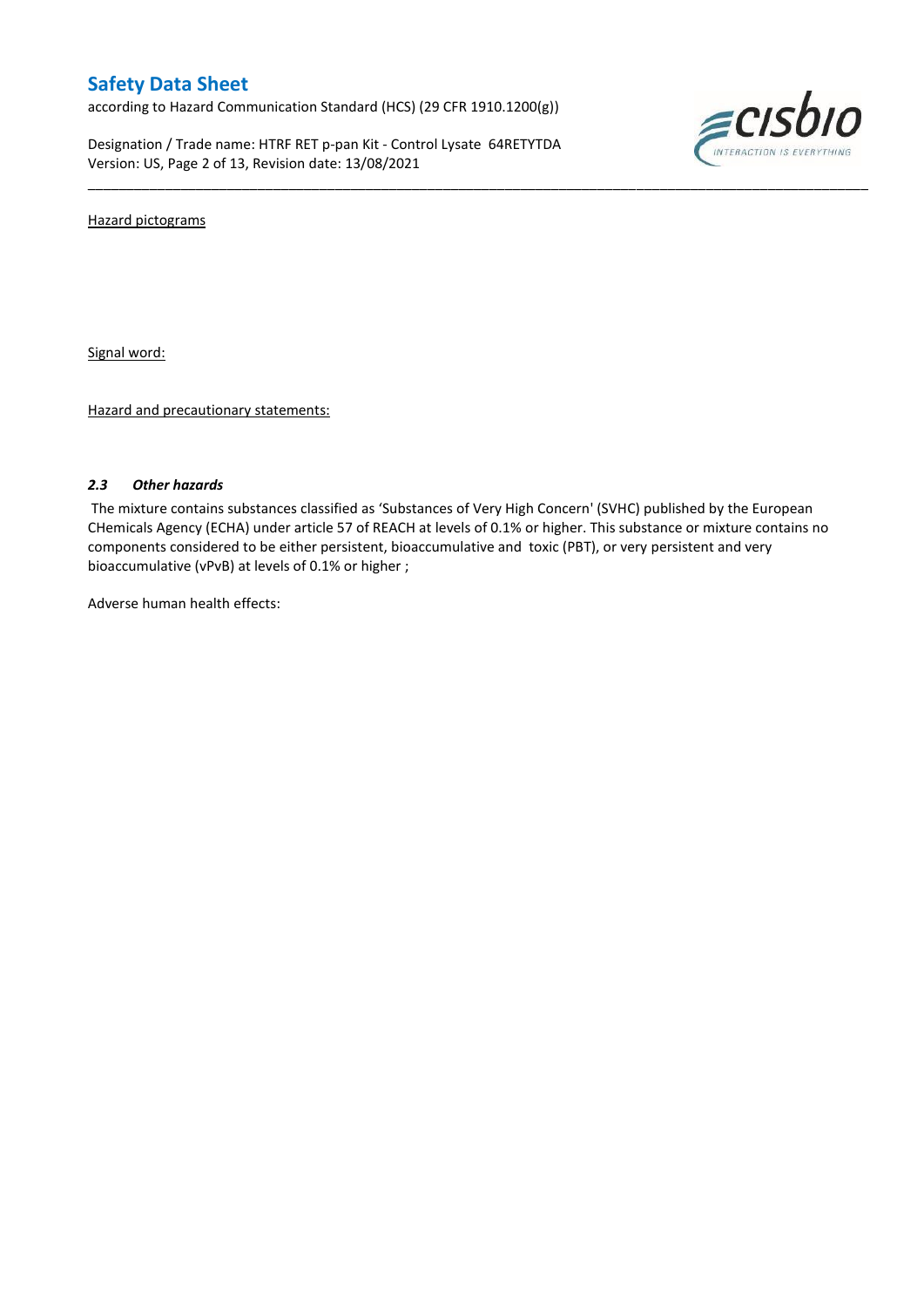Hazard pictograms

Signal word:

Hazard and precautionary statements:

### *2.3 Other hazards*

The mixture contains substances classified as 'Substances of Very High Concern' (SVHC) published by the European CHemicals Agency (ECHA) under article 57 of REACH at levels of 0.1% or higher. This substance or mixture contains no components considered to be either persistent, bioaccumulative and toxic (PBT), or very persistent and very bioaccumulative (vPvB) at levels of 0.1% or higher ;

Adverse human health effects: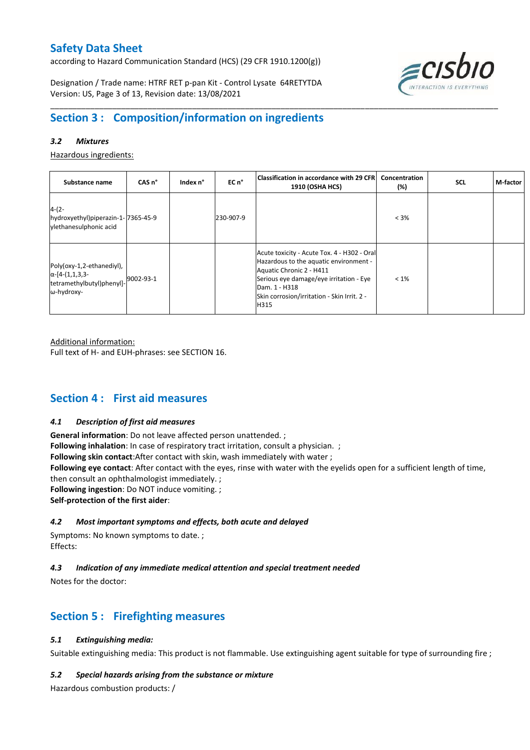## Section 3 : Composition/information on ingredients

### *3.2 Mixtures*

Hazardous ingredients:

| Substance name | CAS n° | Index n° | EC n° | Classification in accordance with 29 CFR 1910 (OSHA HCS) | Concentration (%) | SCL | M-factor |
|---|---|---|---|---|---|---|---|
| 4-(2-hydroxyethyl)piperazin-1-ylethanesulphonic acid | 7365-45-9 | | 230-907-9 | | < 3% | | |
| Poly(oxy-1,2-ethanediyl), α-[4-(1,1,3,3-tetramethylbutyl)phenyl]-ω-hydroxy- | 9002-93-1 | | | Acute toxicity - Acute Tox. 4 - H302 - Oral<br>Hazardous to the aquatic environment - Aquatic Chronic 2 - H411<br>Serious eye damage/eye irritation - Eye Dam. 1 - H318<br>Skin corrosion/irritation - Skin Irrit. 2 - H315 | < 1% | | |

Additional information:
Full text of H- and EUH-phrases: see SECTION 16.

## Section 4 : First aid measures

### *4.1 Description of first aid measures*

**General information**: Do not leave affected person unattended. ;
**Following inhalation**: In case of respiratory tract irritation, consult a physician. ;
**Following skin contact**:After contact with skin, wash immediately with water ;
**Following eye contact**: After contact with the eyes, rinse with water with the eyelids open for a sufficient length of time, then consult an ophthalmologist immediately. ;
**Following ingestion**: Do NOT induce vomiting. ;
**Self-protection of the first aider**:

### *4.2 Most important symptoms and effects, both acute and delayed*

Symptoms: No known symptoms to date. ;
Effects:

### *4.3 Indication of any immediate medical attention and special treatment needed*

Notes for the doctor:

## Section 5 : Firefighting measures

### *5.1 Extinguishing media:*

Suitable extinguishing media: This product is not flammable. Use extinguishing agent suitable for type of surrounding fire ;

### *5.2 Special hazards arising from the substance or mixture*

Hazardous combustion products: /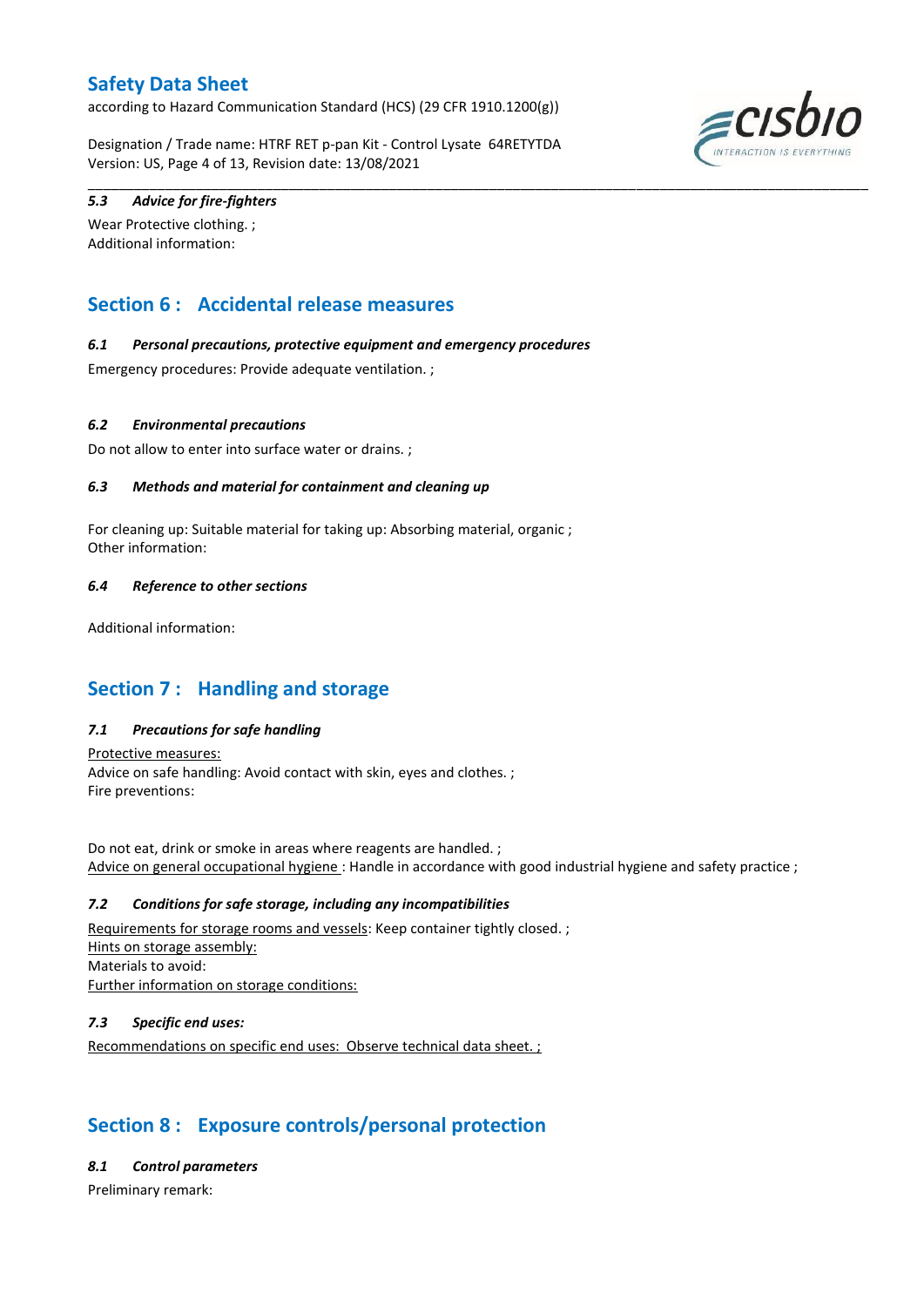#### 5.3 Advice for fire-fighters

Wear Protective clothing. ;
Additional information:

## Section 6 : Accidental release measures

#### 6.1 Personal precautions, protective equipment and emergency procedures

Emergency procedures: Provide adequate ventilation. ;

#### 6.2 Environmental precautions

Do not allow to enter into surface water or drains. ;

#### 6.3 Methods and material for containment and cleaning up

For cleaning up: Suitable material for taking up: Absorbing material, organic ;
Other information:

#### 6.4 Reference to other sections

Additional information:

## Section 7 : Handling and storage

#### 7.1 Precautions for safe handling

Protective measures:
Advice on safe handling: Avoid contact with skin, eyes and clothes. ;
Fire preventions:

Do not eat, drink or smoke in areas where reagents are handled. ;
Advice on general occupational hygiene : Handle in accordance with good industrial hygiene and safety practice ;

#### 7.2 Conditions for safe storage, including any incompatibilities

Requirements for storage rooms and vessels: Keep container tightly closed. ;
Hints on storage assembly:
Materials to avoid:
Further information on storage conditions:

#### 7.3 Specific end uses:

Recommendations on specific end uses: Observe technical data sheet. ;

## Section 8 : Exposure controls/personal protection

#### 8.1 Control parameters

Preliminary remark: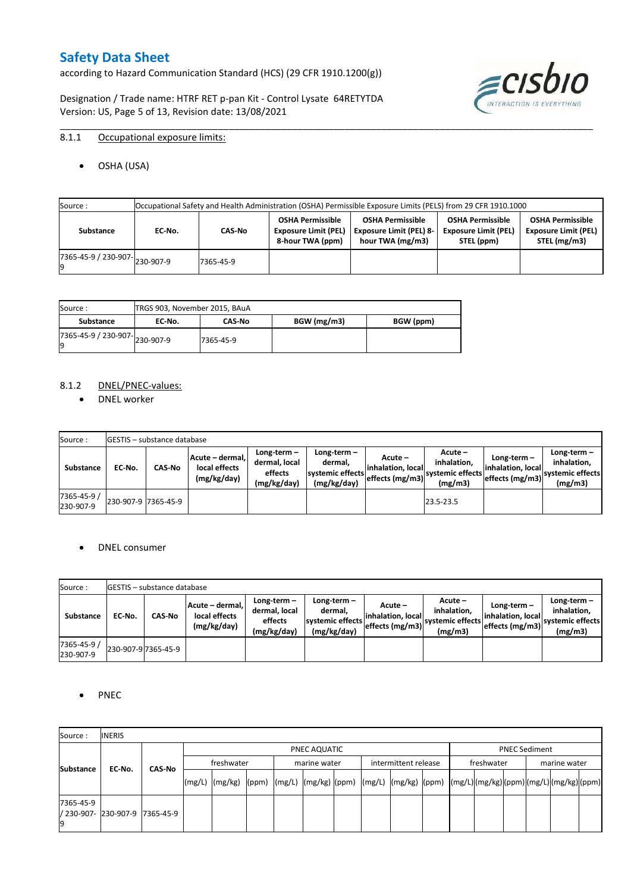### 8.1.1 Occupational exposure limits:

- OSHA (USA)

| Source : | Occupational Safety and Health Administration (OSHA) Permissible Exposure Limits (PELS) from 29 CFR 1910.1000 | | | | | |
|---|---|---|---|---|---|---|
| **Substance** | **EC-No.** | **CAS-No** | **OSHA Permissible Exposure Limit (PEL) 8-hour TWA (ppm)** | **OSHA Permissible Exposure Limit (PEL) 8-hour TWA (mg/m3)** | **OSHA Permissible Exposure Limit (PEL) STEL (ppm)** | **OSHA Permissible Exposure Limit (PEL) STEL (mg/m3)** |
| 7365-45-9 / 230-907-9 | 230-907-9 | 7365-45-9 | | | | |

| Source : | TRGS 903, November 2015, BAuA | | | |
|---|---|---|---|---|
| **Substance** | **EC-No.** | **CAS-No** | **BGW (mg/m3)** | **BGW (ppm)** |
| 7365-45-9 / 230-907-9 | 230-907-9 | 7365-45-9 | | |

### 8.1.2 DNEL/PNEC-values:

- DNEL worker

| Source : | GESTIS – substance database | | | | | | | | | |
|---|---|---|---|---|---|---|---|---|---|---|
| **Substance** | **EC-No.** | **CAS-No** | **Acute – dermal, local effects (mg/kg/day)** | **Long-term – dermal, local effects (mg/kg/day)** | **Long-term – dermal, systemic effects (mg/kg/day)** | **Acute – inhalation, local effects (mg/m3)** | **Acute – inhalation, systemic effects (mg/m3)** | **Long-term – inhalation, local effects (mg/m3)** | **Long-term – inhalation, systemic effects (mg/m3)** |
| 7365-45-9 / 230-907-9 | 230-907-9 | 7365-45-9 | | | | | 23.5-23.5 | | |

- DNEL consumer

| Source : | GESTIS – substance database | | | | | | | | |
|---|---|---|---|---|---|---|---|---|---|
| **Substance** | **EC-No.** | **CAS-No** | **Acute – dermal, local effects (mg/kg/day)** | **Long-term – dermal, local effects (mg/kg/day)** | **Long-term – dermal, systemic effects (mg/kg/day)** | **Acute – inhalation, local effects (mg/m3)** | **Acute – inhalation, systemic effects (mg/m3)** | **Long-term – inhalation, local effects (mg/m3)** | **Long-term – inhalation, systemic effects (mg/m3)** |
| 7365-45-9 / 230-907-9 | 230-907-9 | 7365-45-9 | | | | | | | |

- PNEC

| Source : | INERIS | | | | | | | | | | | | | | | | | | |
|---|---|---|---|---|---|---|---|---|---|---|---|---|---|---|---|---|---|---|---|
| **Substance** | **EC-No.** | **CAS-No** | PNEC AQUATIC | | | | | | | | | PNEC Sediment | | | | | |
| | | | freshwater | | | marine water | | | intermittent release | | | freshwater | | | marine water | | |
| | | | (mg/L) | (mg/kg) | (ppm) | (mg/L) | (mg/kg) | (ppm) | (mg/L) | (mg/kg) | (ppm) | (mg/L) | (mg/kg) | (ppm) | (mg/L) | (mg/kg) | (ppm) |
| 7365-45-9 / 230-907-9 | 230-907-9 | 7365-45-9 | | | | | | | | | | | | | | | |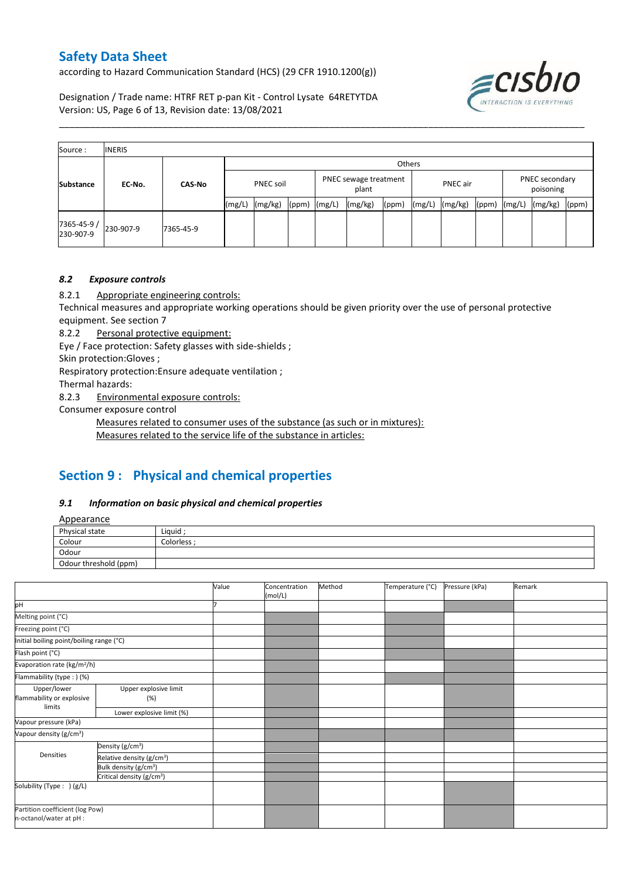| Source : | INERIS | | | | | | | | | | | | | | |
|---|---|---|---|---|---|---|---|---|---|---|---|---|---|---|---|
| Substance | EC-No. | CAS-No | Others | | | | | | | | | | | | |
| | | | PNEC soil | | | PNEC sewage treatment plant | | | PNEC air | | | PNEC secondary poisoning | | | |
| | | | (mg/L) | (mg/kg) | (ppm) | (mg/L) | (mg/kg) | (ppm) | (mg/L) | (mg/kg) | (ppm) | (mg/L) | (mg/kg) | (ppm) | |
| 7365-45-9 / 230-907-9 | 230-907-9 | 7365-45-9 | | | | | | | | | | | | | |

### *8.2 Exposure controls*

8.2.1 Appropriate engineering controls:

Technical measures and appropriate working operations should be given priority over the use of personal protective equipment. See section 7

8.2.2 Personal protective equipment:

Eye / Face protection: Safety glasses with side-shields ;

Skin protection:Gloves ;

Respiratory protection:Ensure adequate ventilation ;

Thermal hazards:

8.2.3 Environmental exposure controls:

Consumer exposure control

Measures related to consumer uses of the substance (as such or in mixtures):

Measures related to the service life of the substance in articles:

## Section 9 : Physical and chemical properties

### *9.1 Information on basic physical and chemical properties*

Appearance

| | |
|---|---|
| Physical state | Liquid ; |
| Colour | Colorless ; |
| Odour | |
| Odour threshold (ppm) | |

| | | Value | Concentration (mol/L) | Method | Temperature (°C) | Pressure (kPa) | Remark |
|---|---|---|---|---|---|---|---|
| pH | | 7 | | | | | |
| Melting point (°C) | | | | | | | |
| Freezing point (°C) | | | | | | | |
| Initial boiling point/boiling range (°C) | | | | | | | |
| Flash point (°C) | | | | | | | |
| Evaporation rate (kg/m²/h) | | | | | | | |
| Flammability (type : ) (%) | | | | | | | |
| Upper/lower flammability or explosive limits | Upper explosive limit (%) | | | | | | |
| | Lower explosive limit (%) | | | | | | |
| Vapour pressure (kPa) | | | | | | | |
| Vapour density (g/cm³) | | | | | | | |
| Densities | Density (g/cm³) | | | | | | |
| | Relative density (g/cm³) | | | | | | |
| | Bulk density (g/cm³) | | | | | | |
| | Critical density (g/cm³) | | | | | | |
| Solubility (Type : ) (g/L) | | | | | | | |
| Partition coefficient (log Pow) n-octanol/water at pH : | | | | | | | |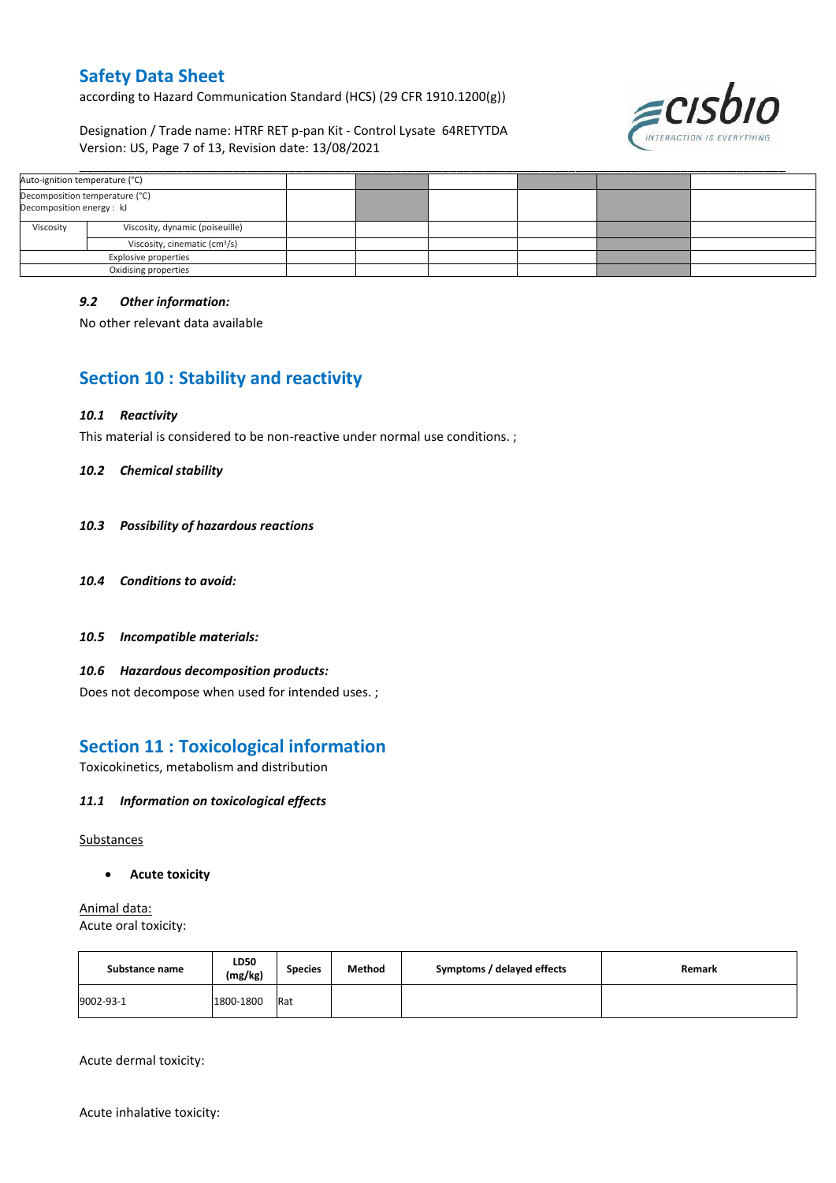| | | | | | | | |
|---|---|---|---|---|---|---|---|
| Auto-ignition temperature (°C) | | | | | | | |
| Decomposition temperature (°C) Decomposition energy : kJ | | | | | | | |
| Viscosity | Viscosity, dynamic (poiseuille) | | | | | | |
| | Viscosity, cinematic (cm³/s) | | | | | | |
| Explosive properties | | | | | | | |
| Oxidising properties | | | | | | | |

### *9.2 Other information:*

No other relevant data available

## Section 10 : Stability and reactivity

### *10.1 Reactivity*

This material is considered to be non-reactive under normal use conditions. ;

### *10.2 Chemical stability*

### *10.3 Possibility of hazardous reactions*

### *10.4 Conditions to avoid:*

### *10.5 Incompatible materials:*

### *10.6 Hazardous decomposition products:*

Does not decompose when used for intended uses. ;

## Section 11 : Toxicological information

Toxicokinetics, metabolism and distribution

### *11.1 Information on toxicological effects*

Substances

- **Acute toxicity**

Animal data:
Acute oral toxicity:

| Substance name | LD50 (mg/kg) | Species | Method | Symptoms / delayed effects | Remark |
|---|---|---|---|---|---|
| 9002-93-1 | 1800-1800 | Rat | | | |

Acute dermal toxicity:

Acute inhalative toxicity: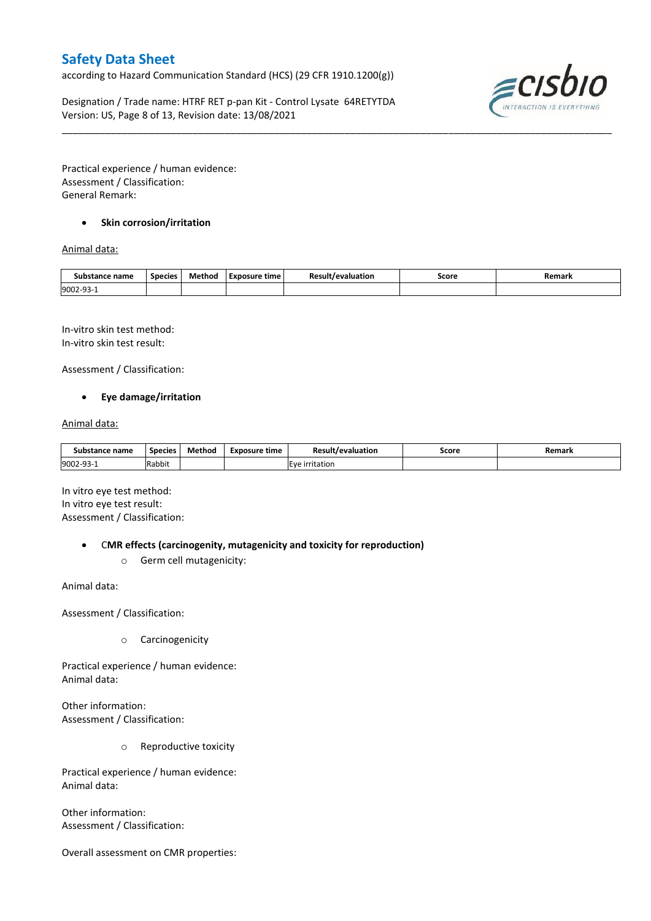Practical experience / human evidence:
Assessment / Classification:
General Remark:

- **Skin corrosion/irritation**

Animal data:

| Substance name | Species | Method | Exposure time | Result/evaluation | Score | Remark |
|---|---|---|---|---|---|---|
| 9002-93-1 | | | | | | |

In-vitro skin test method:
In-vitro skin test result:

Assessment / Classification:

- **Eye damage/irritation**

Animal data:

| Substance name | Species | Method | Exposure time | Result/evaluation | Score | Remark |
|---|---|---|---|---|---|---|
| 9002-93-1 | Rabbit | | | Eye irritation | | |

In vitro eye test method:
In vitro eye test result:
Assessment / Classification:

- **CMR effects (carcinogenity, mutagenicity and toxicity for reproduction)**
  - Germ cell mutagenicity:

Animal data:

Assessment / Classification:

  - Carcinogenicity

Practical experience / human evidence:
Animal data:

Other information:
Assessment / Classification:

  - Reproductive toxicity

Practical experience / human evidence:
Animal data:

Other information:
Assessment / Classification:

Overall assessment on CMR properties: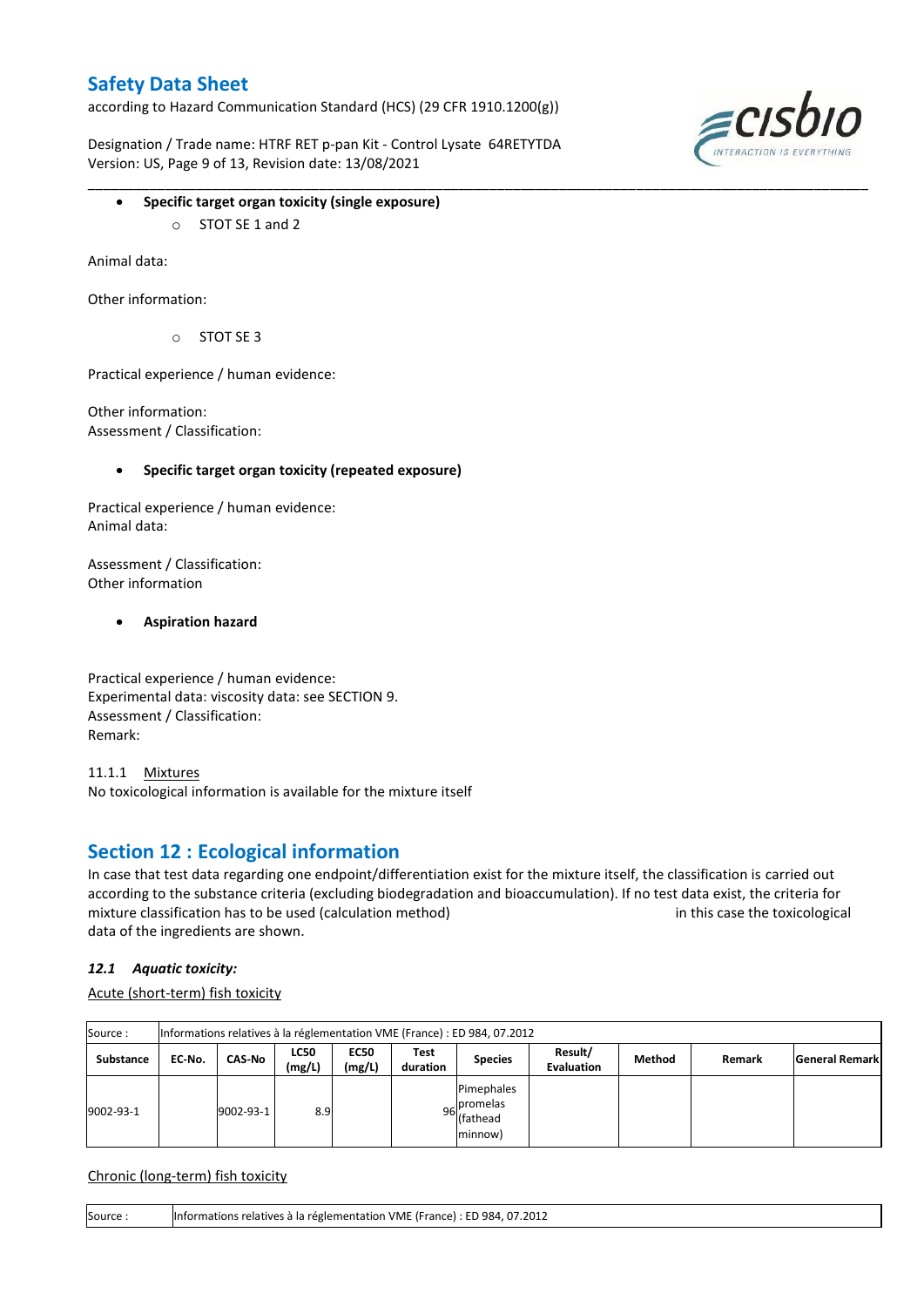- **Specific target organ toxicity (single exposure)**
    - STOT SE 1 and 2

Animal data:

Other information:

- STOT SE 3

Practical experience / human evidence:

Other information:
Assessment / Classification:

- **Specific target organ toxicity (repeated exposure)**

Practical experience / human evidence:
Animal data:

Assessment / Classification:
Other information

- **Aspiration hazard**

Practical experience / human evidence:
Experimental data: viscosity data: see SECTION 9.
Assessment / Classification:
Remark:

11.1.1 Mixtures
No toxicological information is available for the mixture itself

## Section 12 : Ecological information

In case that test data regarding one endpoint/differentiation exist for the mixture itself, the classification is carried out according to the substance criteria (excluding biodegradation and bioaccumulation). If no test data exist, the criteria for mixture classification has to be used (calculation method) in this case the toxicological data of the ingredients are shown.

### *12.1 Aquatic toxicity:*

Acute (short-term) fish toxicity

| Source : | Informations relatives à la réglementation VME (France) : ED 984, 07.2012 | | | | | | | | | |
|---|---|---|---|---|---|---|---|---|---|---|
| **Substance** | **EC-No.** | **CAS-No** | **LC50 (mg/L)** | **EC50 (mg/L)** | **Test duration** | **Species** | **Result/ Evaluation** | **Method** | **Remark** | **General Remark** |
| 9002-93-1 | | 9002-93-1 | 8.9 | | 96 | Pimephales promelas (fathead minnow) | | | | |

Chronic (long-term) fish toxicity

| Source : | Informations relatives à la réglementation VME (France) : ED 984, 07.2012 |
|---|---|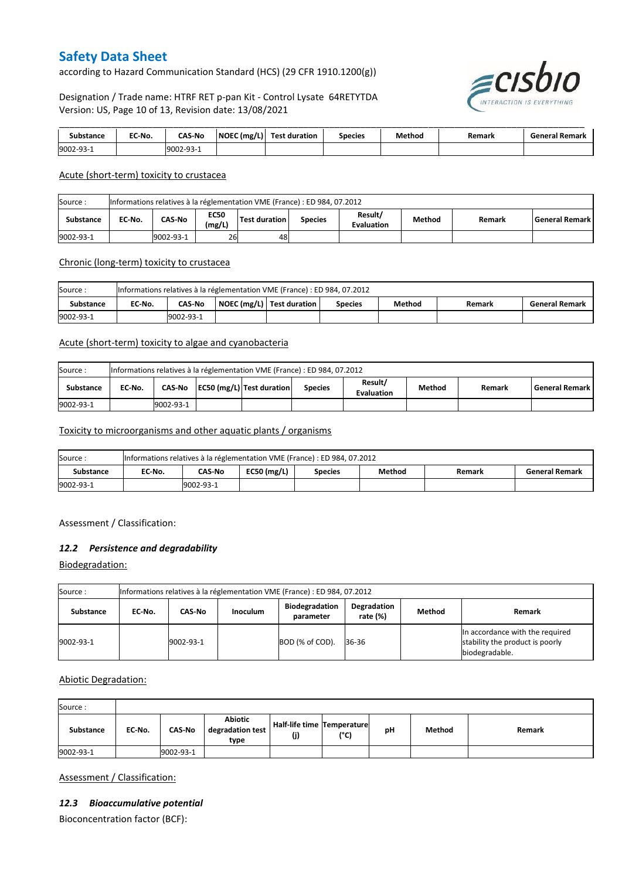| Substance | EC-No. | CAS-No | NOEC (mg/L) | Test duration | Species | Method | Remark | General Remark |
|---|---|---|---|---|---|---|---|---|
| 9002-93-1 | | 9002-93-1 | | | | | | |

Acute (short-term) toxicity to crustacea

| Source : | Informations relatives à la réglementation VME (France) : ED 984, 07.2012 | | | | | | | | |
|---|---|---|---|---|---|---|---|---|---|
| Substance | EC-No. | CAS-No | EC50 (mg/L) | Test duration | Species | Result/ Evaluation | Method | Remark | General Remark |
| 9002-93-1 | | 9002-93-1 | 26 | 48 | | | | | |

Chronic (long-term) toxicity to crustacea

| Source : | Informations relatives à la réglementation VME (France) : ED 984, 07.2012 | | | | | | | |
|---|---|---|---|---|---|---|---|---|
| Substance | EC-No. | CAS-No | NOEC (mg/L) | Test duration | Species | Method | Remark | General Remark |
| 9002-93-1 | | 9002-93-1 | | | | | | |

Acute (short-term) toxicity to algae and cyanobacteria

| Source : | Informations relatives à la réglementation VME (France) : ED 984, 07.2012 | | | | | | | | |
|---|---|---|---|---|---|---|---|---|---|
| Substance | EC-No. | CAS-No | EC50 (mg/L) | Test duration | Species | Result/ Evaluation | Method | Remark | General Remark |
| 9002-93-1 | | 9002-93-1 | | | | | | | |

Toxicity to microorganisms and other aquatic plants / organisms

| Source : | Informations relatives à la réglementation VME (France) : ED 984, 07.2012 | | | | | | |
|---|---|---|---|---|---|---|---|
| Substance | EC-No. | CAS-No | EC50 (mg/L) | Species | Method | Remark | General Remark |
| 9002-93-1 | | 9002-93-1 | | | | | |

Assessment / Classification:

### *12.2 Persistence and degradability*

Biodegradation:

| Source : | Informations relatives à la réglementation VME (France) : ED 984, 07.2012 | | | | | | |
|---|---|---|---|---|---|---|---|
| Substance | EC-No. | CAS-No | Inoculum | Biodegradation parameter | Degradation rate (%) | Method | Remark |
| 9002-93-1 | | 9002-93-1 | | BOD (% of COD). | 36-36 | | In accordance with the required stability the product is poorly biodegradable. |

Abiotic Degradation:

| Source : | | | | | | | | |
|---|---|---|---|---|---|---|---|---|
| Substance | EC-No. | CAS-No | Abiotic degradation test type | Half-life time (j) | Temperature (°C) | pH | Method | Remark |
| 9002-93-1 | | 9002-93-1 | | | | | | |

Assessment / Classification:

### *12.3 Bioaccumulative potential*

Bioconcentration factor (BCF):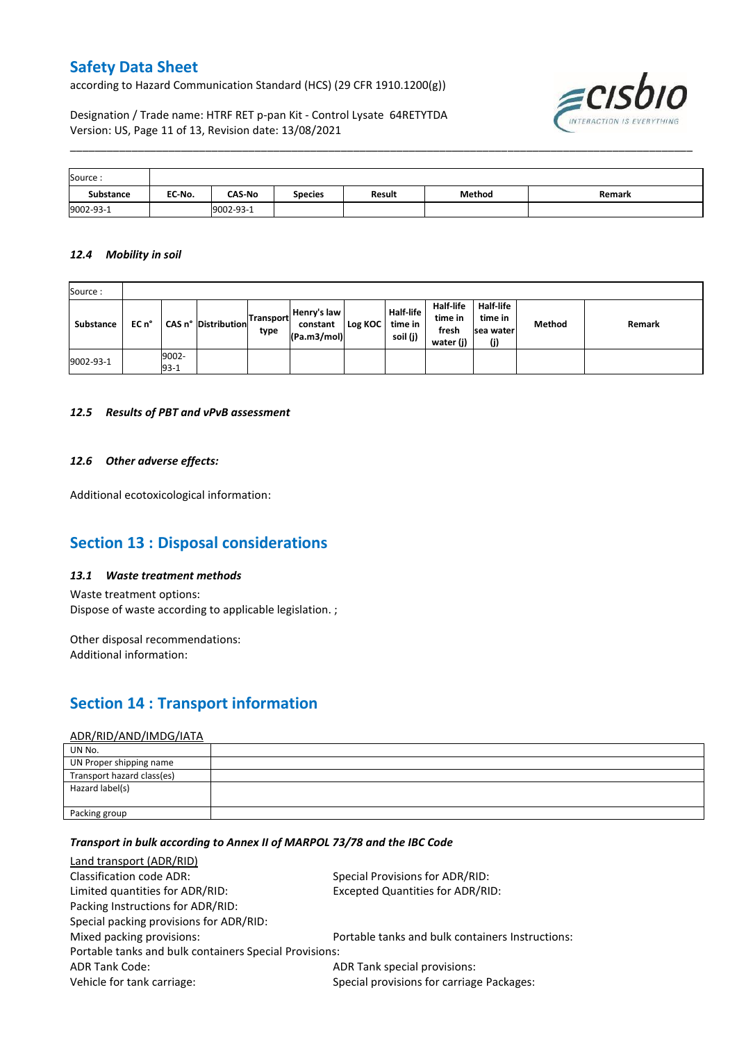| Source : | | | | | | |
|---|---|---|---|---|---|---|
| **Substance** | **EC-No.** | **CAS-No** | **Species** | **Result** | **Method** | **Remark** |
| 9002-93-1 | | 9002-93-1 | | | | |

### *12.4 Mobility in soil*

| Source : | | | | | | | | | | | |
|---|---|---|---|---|---|---|---|---|---|---|---|
| **Substance** | **EC n°** | **CAS n°** | **Distribution** | **Transport type** | **Henry's law constant (Pa.m3/mol)** | **Log KOC** | **Half-life time in soil (j)** | **Half-life time in fresh water (j)** | **Half-life time in sea water (j)** | **Method** | **Remark** |
| 9002-93-1 | | 9002-93-1 | | | | | | | | | |

### *12.5 Results of PBT and vPvB assessment*

### *12.6 Other adverse effects:*

Additional ecotoxicological information:

## Section 13 : Disposal considerations

### *13.1 Waste treatment methods*

Waste treatment options:
Dispose of waste according to applicable legislation. ;

Other disposal recommendations:
Additional information:

## Section 14 : Transport information

ADR/RID/AND/IMDG/IATA

| UN No. | |
|---|---|
| UN Proper shipping name | |
| Transport hazard class(es) | |
| Hazard label(s) | |
| Packing group | |

***Transport in bulk according to Annex II of MARPOL 73/78 and the IBC Code***

Land transport (ADR/RID)

Classification code ADR:
Special Provisions for ADR/RID:
Limited quantities for ADR/RID:
Excepted Quantities for ADR/RID:
Packing Instructions for ADR/RID:
Special packing provisions for ADR/RID:
Mixed packing provisions:
Portable tanks and bulk containers Instructions:
Portable tanks and bulk containers Special Provisions:
ADR Tank Code:
ADR Tank special provisions:
Vehicle for tank carriage:
Special provisions for carriage Packages: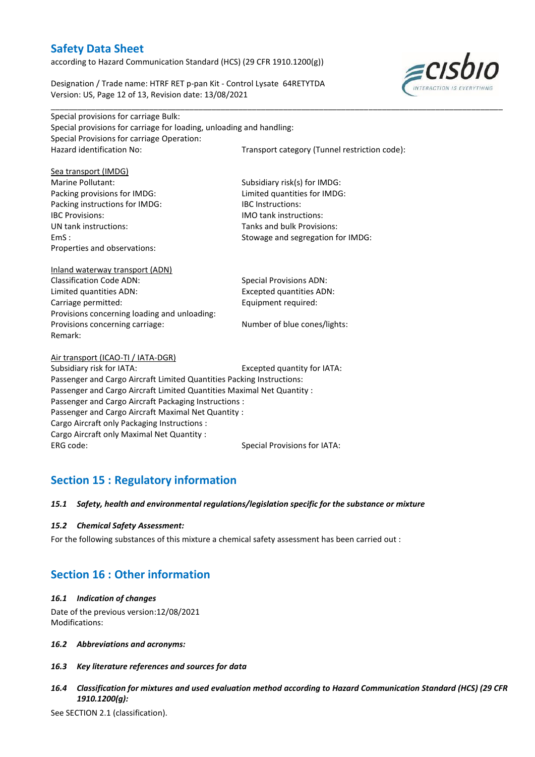Special provisions for carriage Bulk:
Special provisions for carriage for loading, unloading and handling:
Special Provisions for carriage Operation:
Hazard identification No: Transport category (Tunnel restriction code):

Sea transport (IMDG)

Marine Pollutant:
Subsidiary risk(s) for IMDG:
Packing provisions for IMDG:
Limited quantities for IMDG:
Packing instructions for IMDG:
IBC Instructions:
IBC Provisions:
IMO tank instructions:
UN tank instructions:
Tanks and bulk Provisions:
EmS :
Stowage and segregation for IMDG:
Properties and observations:

Inland waterway transport (ADN)

Classification Code ADN:
Special Provisions ADN:
Limited quantities ADN:
Excepted quantities ADN:
Carriage permitted:
Equipment required:
Provisions concerning loading and unloading:
Provisions concerning carriage:
Number of blue cones/lights:
Remark:

Air transport (ICAO-TI / IATA-DGR)

Subsidiary risk for IATA:
Excepted quantity for IATA:
Passenger and Cargo Aircraft Limited Quantities Packing Instructions:
Passenger and Cargo Aircraft Limited Quantities Maximal Net Quantity :
Passenger and Cargo Aircraft Packaging Instructions :
Passenger and Cargo Aircraft Maximal Net Quantity :
Cargo Aircraft only Packaging Instructions :
Cargo Aircraft only Maximal Net Quantity :
ERG code:
Special Provisions for IATA:

## Section 15 : Regulatory information

### *15.1 Safety, health and environmental regulations/legislation specific for the substance or mixture*

### *15.2 Chemical Safety Assessment:*

For the following substances of this mixture a chemical safety assessment has been carried out :

## Section 16 : Other information

### *16.1 Indication of changes*

Date of the previous version:12/08/2021
Modifications:

### *16.2 Abbreviations and acronyms:*

### *16.3 Key literature references and sources for data*

### *16.4 Classification for mixtures and used evaluation method according to Hazard Communication Standard (HCS) (29 CFR 1910.1200(g):*

See SECTION 2.1 (classification).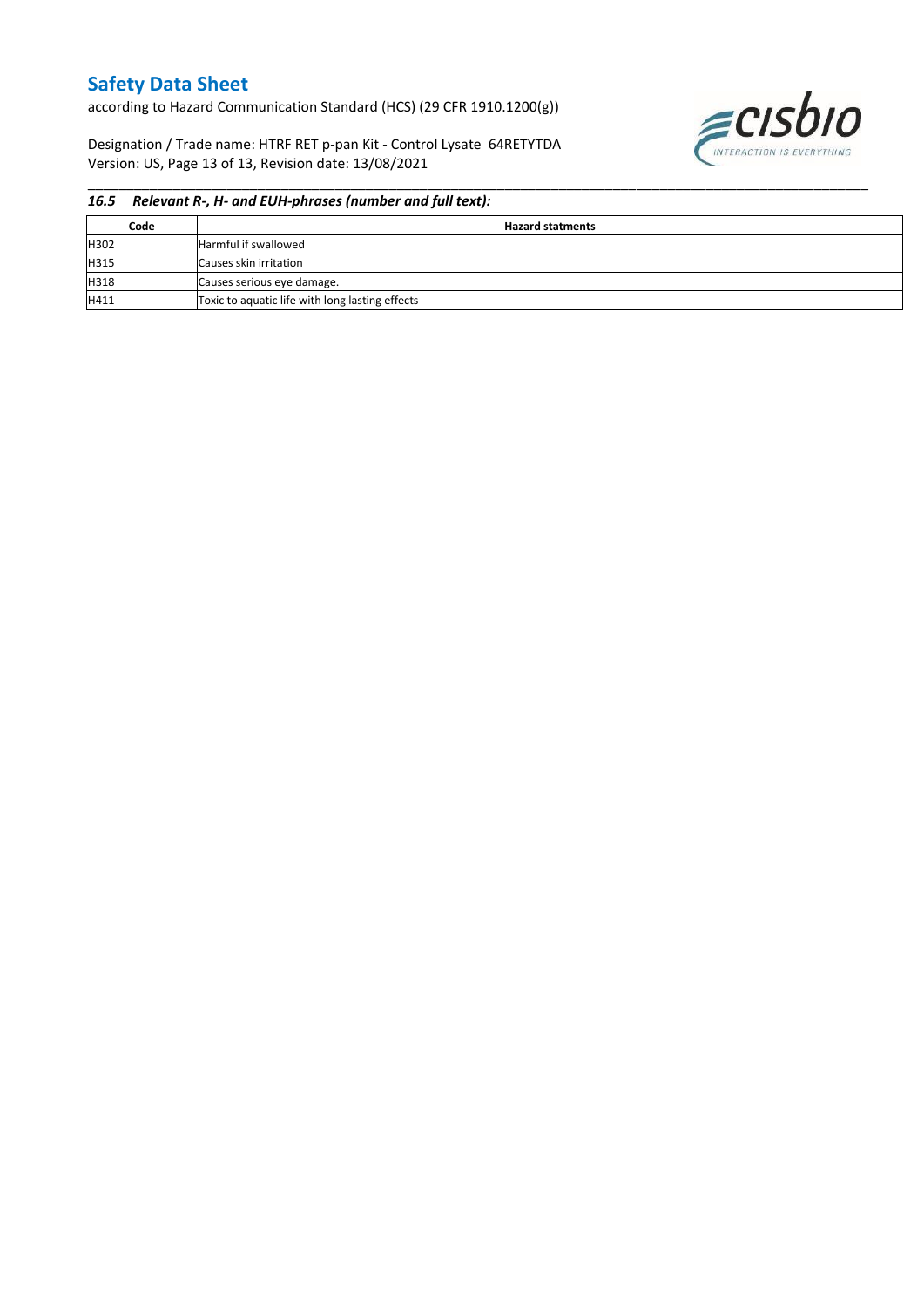### 16.5 Relevant R-, H- and EUH-phrases (number and full text):

| Code | Hazard statments |
|---|---|
| H302 | Harmful if swallowed |
| H315 | Causes skin irritation |
| H318 | Causes serious eye damage. |
| H411 | Toxic to aquatic life with long lasting effects |